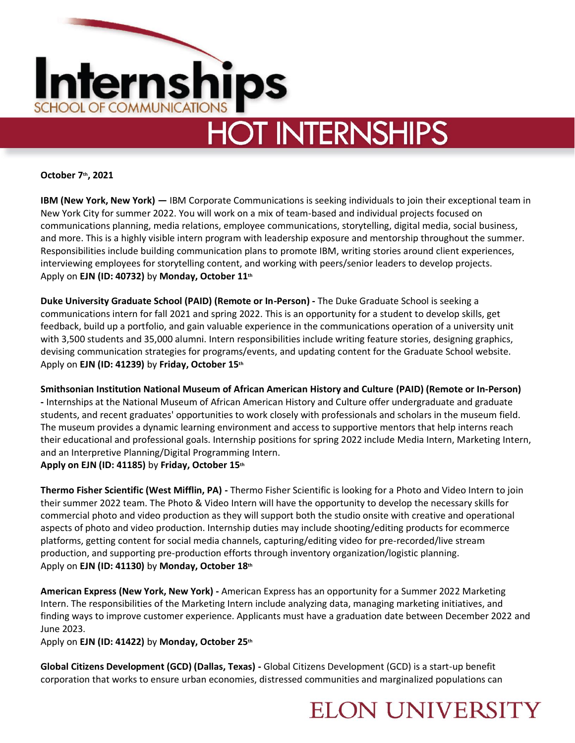# Internships

SCHOOL OF COMMUNICATIONS

## HOT INTERNSHIPS

**October 7th, 2021**

**IBM (New York, New York) —** IBM Corporate Communications is seeking individuals to join their exceptional team in New York City for summer 2022. You will work on a mix of team-based and individual projects focused on communications planning, media relations, employee communications, storytelling, digital media, social business, and more. This is a highly visible intern program with leadership exposure and mentorship throughout the summer. Responsibilities include building communication plans to promote IBM, writing stories around client experiences, interviewing employees for storytelling content, and working with peers/senior leaders to develop projects.
Apply on **EJN (ID: 40732)** by **Monday, October 11th**

**Duke University Graduate School (PAID) (Remote or In-Person) -** The Duke Graduate School is seeking a communications intern for fall 2021 and spring 2022. This is an opportunity for a student to develop skills, get feedback, build up a portfolio, and gain valuable experience in the communications operation of a university unit with 3,500 students and 35,000 alumni. Intern responsibilities include writing feature stories, designing graphics, devising communication strategies for programs/events, and updating content for the Graduate School website.
Apply on **EJN (ID: 41239)** by **Friday, October 15th**

**Smithsonian Institution National Museum of African American History and Culture (PAID) (Remote or In-Person) -** Internships at the National Museum of African American History and Culture offer undergraduate and graduate students, and recent graduates' opportunities to work closely with professionals and scholars in the museum field. The museum provides a dynamic learning environment and access to supportive mentors that help interns reach their educational and professional goals. Internship positions for spring 2022 include Media Intern, Marketing Intern, and an Interpretive Planning/Digital Programming Intern.
**Apply on EJN (ID: 41185)** by **Friday, October 15th**

**Thermo Fisher Scientific (West Mifflin, PA) -** Thermo Fisher Scientific is looking for a Photo and Video Intern to join their summer 2022 team. The Photo & Video Intern will have the opportunity to develop the necessary skills for commercial photo and video production as they will support both the studio onsite with creative and operational aspects of photo and video production. Internship duties may include shooting/editing products for ecommerce platforms, getting content for social media channels, capturing/editing video for pre-recorded/live stream production, and supporting pre-production efforts through inventory organization/logistic planning.
Apply on **EJN (ID: 41130)** by **Monday, October 18th**

**American Express (New York, New York) -** American Express has an opportunity for a Summer 2022 Marketing Intern. The responsibilities of the Marketing Intern include analyzing data, managing marketing initiatives, and finding ways to improve customer experience. Applicants must have a graduation date between December 2022 and June 2023.
Apply on **EJN (ID: 41422)** by **Monday, October 25th**

**Global Citizens Development (GCD) (Dallas, Texas) -** Global Citizens Development (GCD) is a start-up benefit corporation that works to ensure urban economies, distressed communities and marginalized populations can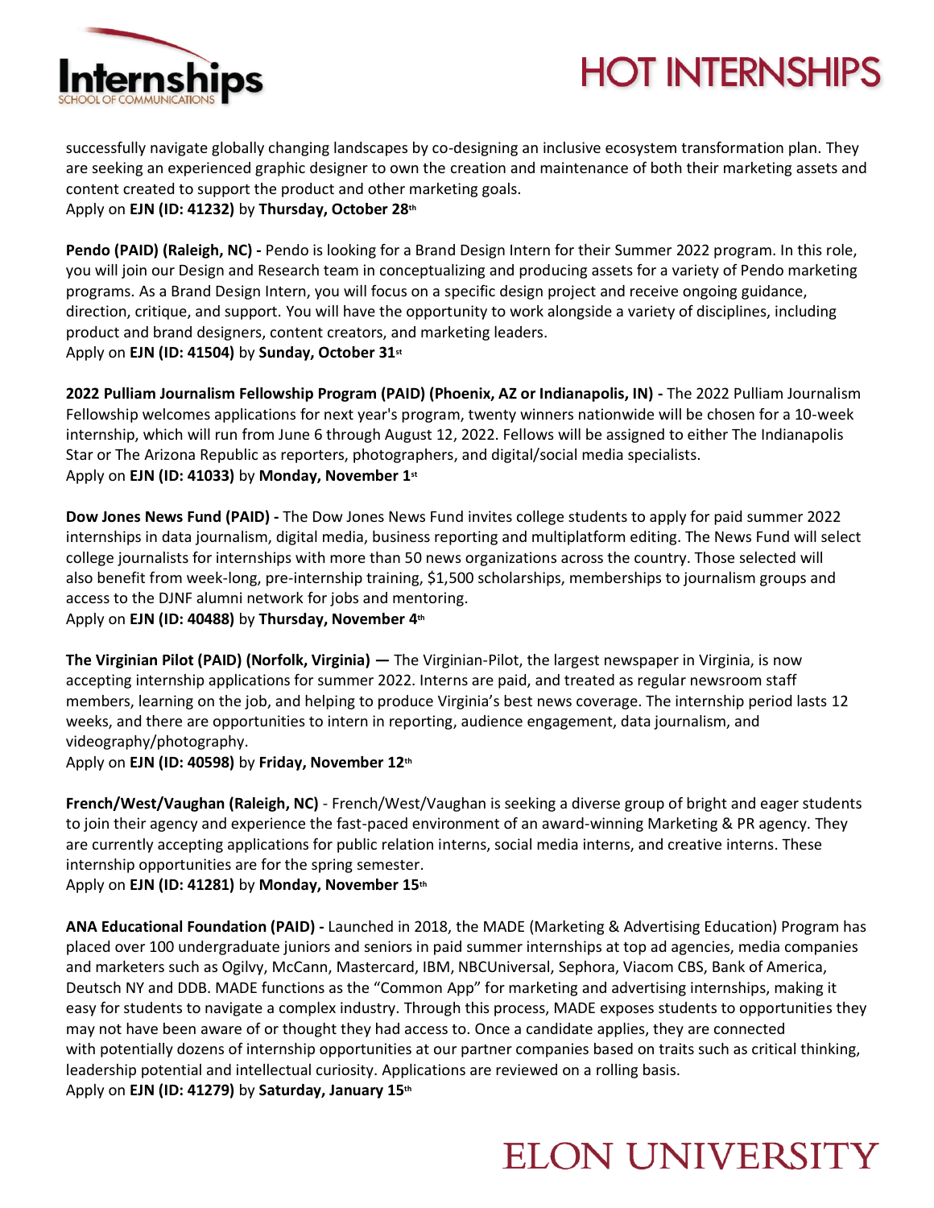successfully navigate globally changing landscapes by co-designing an inclusive ecosystem transformation plan. They are seeking an experienced graphic designer to own the creation and maintenance of both their marketing assets and content created to support the product and other marketing goals.
Apply on **EJN (ID: 41232)** by **Thursday, October 28th**

**Pendo (PAID) (Raleigh, NC) -** Pendo is looking for a Brand Design Intern for their Summer 2022 program. In this role, you will join our Design and Research team in conceptualizing and producing assets for a variety of Pendo marketing programs. As a Brand Design Intern, you will focus on a specific design project and receive ongoing guidance, direction, critique, and support. You will have the opportunity to work alongside a variety of disciplines, including product and brand designers, content creators, and marketing leaders.
Apply on **EJN (ID: 41504)** by **Sunday, October 31st**

**2022 Pulliam Journalism Fellowship Program (PAID) (Phoenix, AZ or Indianapolis, IN) -** The 2022 Pulliam Journalism Fellowship welcomes applications for next year's program, twenty winners nationwide will be chosen for a 10-week internship, which will run from June 6 through August 12, 2022. Fellows will be assigned to either The Indianapolis Star or The Arizona Republic as reporters, photographers, and digital/social media specialists.
Apply on **EJN (ID: 41033)** by **Monday, November 1st**

**Dow Jones News Fund (PAID) -** The Dow Jones News Fund invites college students to apply for paid summer 2022 internships in data journalism, digital media, business reporting and multiplatform editing. The News Fund will select college journalists for internships with more than 50 news organizations across the country. Those selected will also benefit from week-long, pre-internship training, $1,500 scholarships, memberships to journalism groups and access to the DJNF alumni network for jobs and mentoring.
Apply on **EJN (ID: 40488)** by **Thursday, November 4th**

**The Virginian Pilot (PAID) (Norfolk, Virginia) —** The Virginian-Pilot, the largest newspaper in Virginia, is now accepting internship applications for summer 2022. Interns are paid, and treated as regular newsroom staff members, learning on the job, and helping to produce Virginia's best news coverage. The internship period lasts 12 weeks, and there are opportunities to intern in reporting, audience engagement, data journalism, and videography/photography.
Apply on **EJN (ID: 40598)** by **Friday, November 12th**

**French/West/Vaughan (Raleigh, NC)** - French/West/Vaughan is seeking a diverse group of bright and eager students to join their agency and experience the fast-paced environment of an award-winning Marketing & PR agency. They are currently accepting applications for public relation interns, social media interns, and creative interns. These internship opportunities are for the spring semester.
Apply on **EJN (ID: 41281)** by **Monday, November 15th**

**ANA Educational Foundation (PAID) -** Launched in 2018, the MADE (Marketing & Advertising Education) Program has placed over 100 undergraduate juniors and seniors in paid summer internships at top ad agencies, media companies and marketers such as Ogilvy, McCann, Mastercard, IBM, NBCUniversal, Sephora, Viacom CBS, Bank of America, Deutsch NY and DDB. MADE functions as the "Common App" for marketing and advertising internships, making it easy for students to navigate a complex industry. Through this process, MADE exposes students to opportunities they may not have been aware of or thought they had access to. Once a candidate applies, they are connected with potentially dozens of internship opportunities at our partner companies based on traits such as critical thinking, leadership potential and intellectual curiosity. Applications are reviewed on a rolling basis.
Apply on **EJN (ID: 41279)** by **Saturday, January 15th**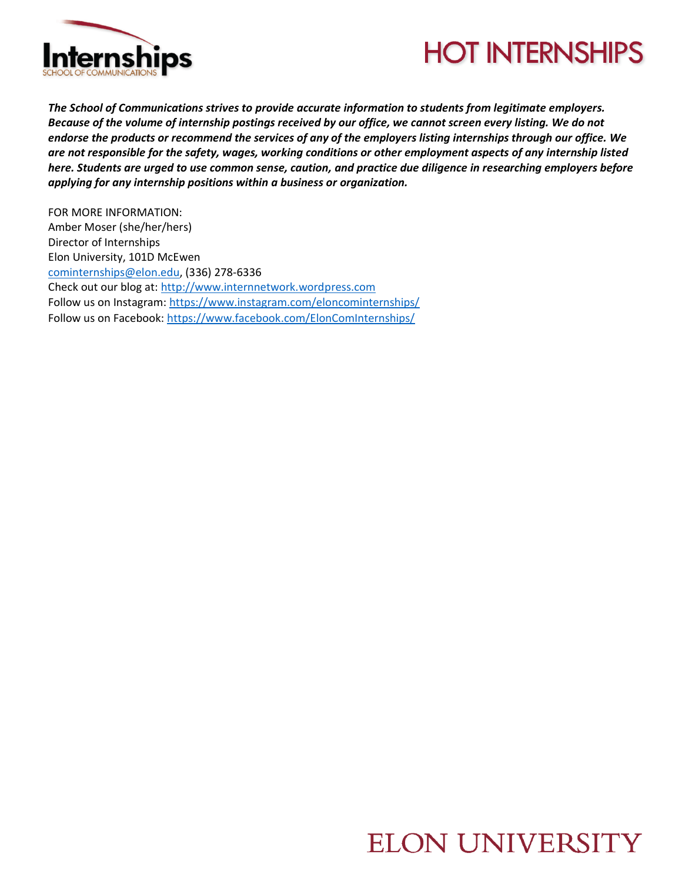***The School of Communications strives to provide accurate information to students from legitimate employers. Because of the volume of internship postings received by our office, we cannot screen every listing. We do not endorse the products or recommend the services of any of the employers listing internships through our office. We are not responsible for the safety, wages, working conditions or other employment aspects of any internship listed here. Students are urged to use common sense, caution, and practice due diligence in researching employers before applying for any internship positions within a business or organization.***

FOR MORE INFORMATION:
Amber Moser (she/her/hers)
Director of Internships
Elon University, 101D McEwen
cominternships@elon.edu, (336) 278-6336
Check out our blog at: http://www.internnetwork.wordpress.com
Follow us on Instagram: https://www.instagram.com/eloncominternships/
Follow us on Facebook: https://www.facebook.com/ElonComInternships/